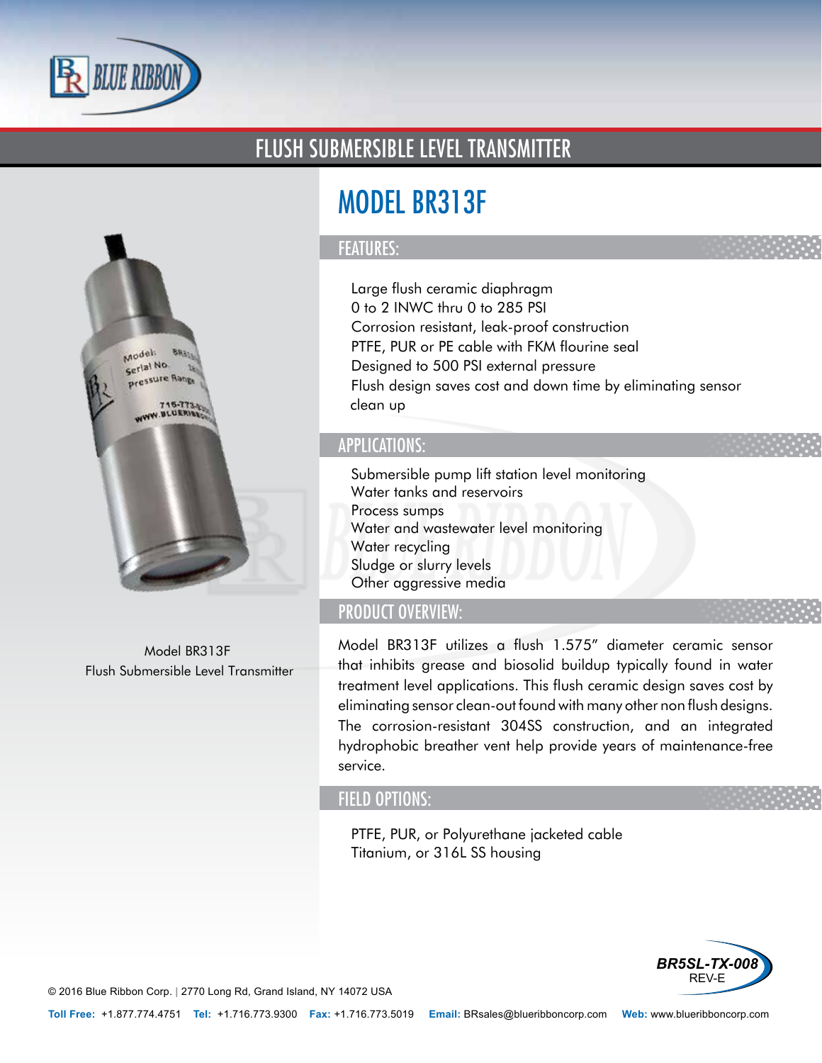# FLUSH SUBMERSIBLE LEVEL TRANSMITTER

Model BR313F
Flush Submersible Level Transmitter

## MODEL BR313F

### FEATURES:

- Large flush ceramic diaphragm
- 0 to 2 INWC thru 0 to 285 PSI
- Corrosion resistant, leak-proof construction
- PTFE, PUR or PE cable with FKM flourine seal
- Designed to 500 PSI external pressure
- Flush design saves cost and down time by eliminating sensor clean up

### APPLICATIONS:

- Submersible pump lift station level monitoring
- Water tanks and reservoirs
- Process sumps
- Water and wastewater level monitoring
- Water recycling
- Sludge or slurry levels
- Other aggressive media

### PRODUCT OVERVIEW:

Model BR313F utilizes a flush 1.575" diameter ceramic sensor that inhibits grease and biosolid buildup typically found in water treatment level applications. This flush ceramic design saves cost by eliminating sensor clean-out found with many other non flush designs. The corrosion-resistant 304SS construction, and an integrated hydrophobic breather vent help provide years of maintenance-free service.

### FIELD OPTIONS:

- PTFE, PUR, or Polyurethane jacketed cable
- Titanium, or 316L SS housing

BR5SL-TX-008
REV-E

© 2016 Blue Ribbon Corp. | 2770 Long Rd, Grand Island, NY 14072 USA

**Toll Free:** +1.877.774.4751 **Tel:** +1.716.773.9300 **Fax:** +1.716.773.5019 **Email:** BRsales@blueribboncorp.com **Web:** www.blueribboncorp.com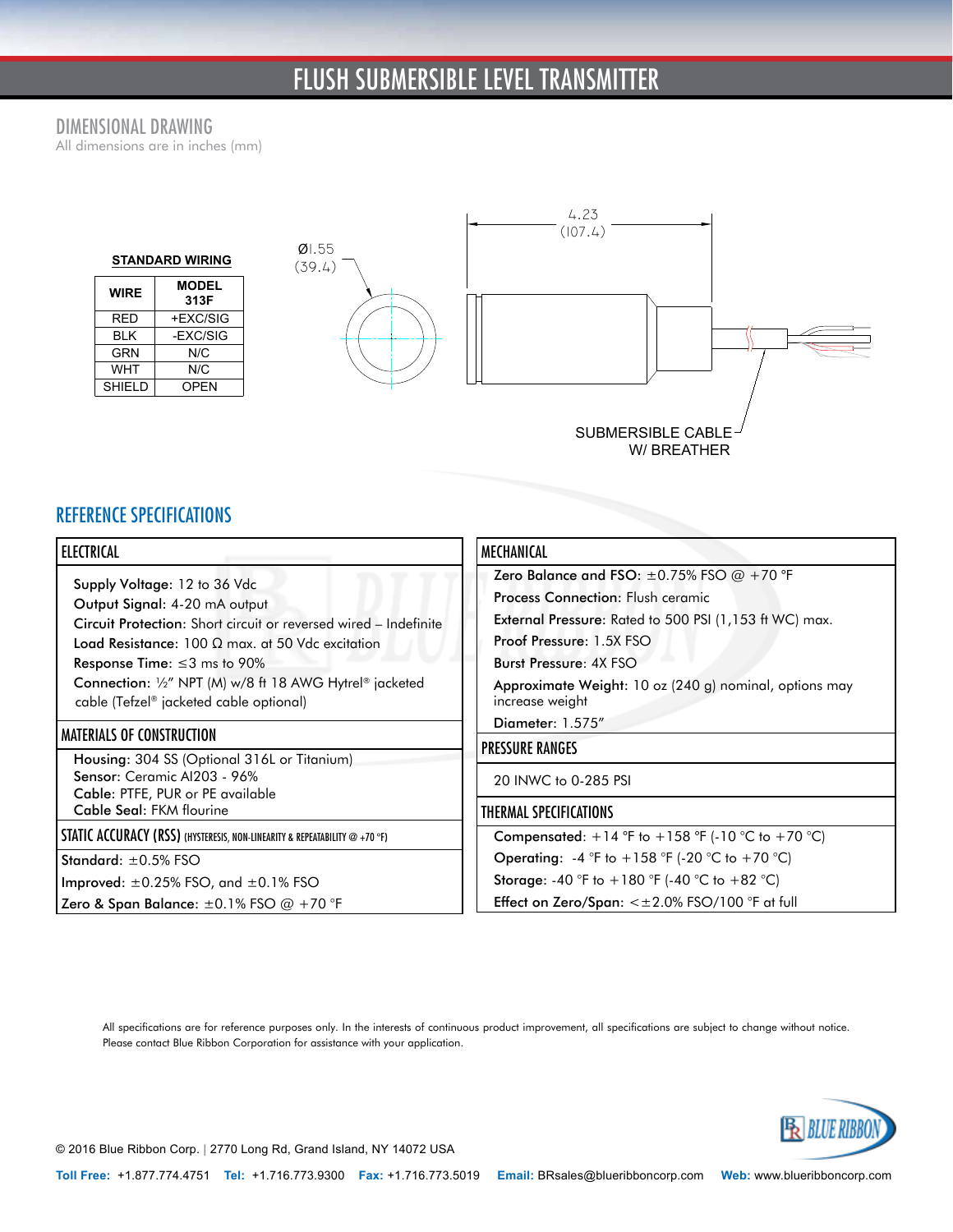# FLUSH SUBMERSIBLE LEVEL TRANSMITTER

## DIMENSIONAL DRAWING

All dimensions are in inches (mm)

**STANDARD WIRING**

| WIRE | MODEL 313F |
|---|---|
| RED | +EXC/SIG |
| BLK | -EXC/SIG |
| GRN | N/C |
| WHT | N/C |
| SHIELD | OPEN |

Ø1.55 (39.4)

4.23 (107.4)

SUBMERSIBLE CABLE W/ BREATHER

## REFERENCE SPECIFICATIONS

### ELECTRICAL

**Supply Voltage**: 12 to 36 Vdc
**Output Signal**: 4-20 mA output
**Circuit Protection**: Short circuit or reversed wired – Indefinite
**Load Resistance**: 100 Ω max. at 50 Vdc excitation
**Response Time**: ≤3 ms to 90%
**Connection**: ½" NPT (M) w/8 ft 18 AWG Hytrel® jacketed cable (Tefzel® jacketed cable optional)

### MATERIALS OF CONSTRUCTION

**Housing**: 304 SS (Optional 316L or Titanium)
**Sensor**: Ceramic Al203 - 96%
**Cable**: PTFE, PUR or PE available
**Cable Seal**: FKM flourine

### STATIC ACCURACY (RSS) (HYSTERESIS, NON-LINEARITY & REPEATABILITY @ +70 °F)

**Standard**: ±0.5% FSO
**Improved**: ±0.25% FSO, and ±0.1% FSO
**Zero & Span Balance**: ±0.1% FSO @ +70 °F

### MECHANICAL

**Zero Balance and FSO**: ±0.75% FSO @ +70 °F
**Process Connection**: Flush ceramic
**External Pressure**: Rated to 500 PSI (1,153 ft WC) max.
**Proof Pressure**: 1.5X FSO
**Burst Pressure**: 4X FSO
**Approximate Weight**: 10 oz (240 g) nominal, options may increase weight
**Diameter**: 1.575"

### PRESSURE RANGES

20 INWC to 0-285 PSI

### THERMAL SPECIFICATIONS

**Compensated**: +14 °F to +158 °F (-10 °C to +70 °C)
**Operating**: -4 °F to +158 °F (-20 °C to +70 °C)
**Storage**: -40 °F to +180 °F (-40 °C to +82 °C)
**Effect on Zero/Span**: <±2.0% FSO/100 °F at full

All specifications are for reference purposes only. In the interests of continuous product improvement, all specifications are subject to change without notice. Please contact Blue Ribbon Corporation for assistance with your application.

© 2016 Blue Ribbon Corp. | 2770 Long Rd, Grand Island, NY 14072 USA

**Toll Free:** +1.877.774.4751 **Tel:** +1.716.773.9300 **Fax:** +1.716.773.5019 **Email:** BRsales@blueribboncorp.com **Web:** www.blueribboncorp.com